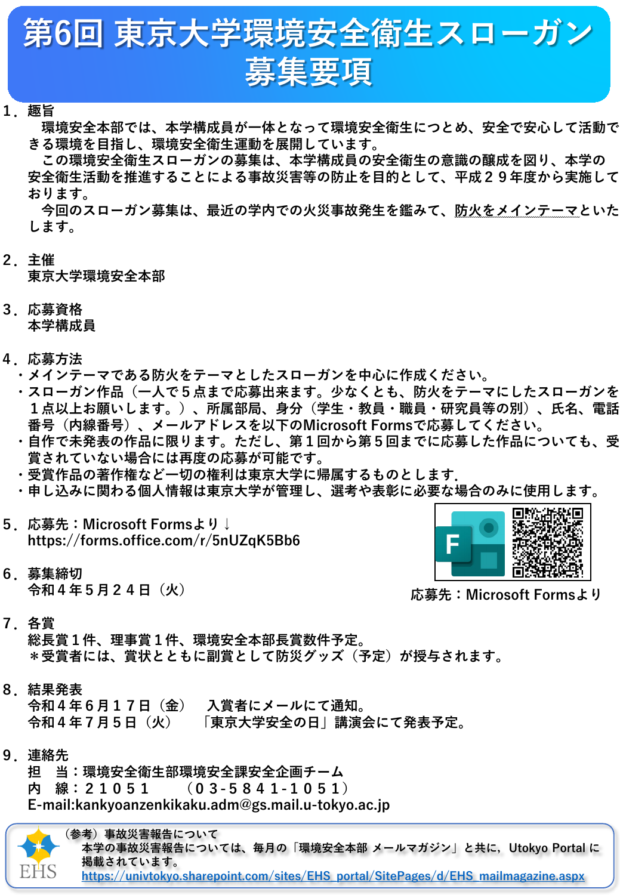# 第6回 東京大学環境安全衛生スローガン募集要項

## 1．趣旨

環境安全本部では、本学構成員が一体となって環境安全衛生につとめ、安全で安心して活動できる環境を目指し、環境安全衛生運動を展開しています。

この環境安全衛生スローガンの募集は、本学構成員の安全衛生の意識の醸成を図り、本学の安全衛生活動を推進することによる事故災害等の防止を目的として、平成２９年度から実施しております。

今回のスローガン募集は、最近の学内での火災事故発生を鑑みて、防火をメインテーマといたします。

## 2．主催

東京大学環境安全本部

## 3．応募資格

本学構成員

## 4．応募方法

- メインテーマである防火をテーマとしたスローガンを中心に作成ください。
- スローガン作品（一人で５点まで応募出来ます。少なくとも、防火をテーマにしたスローガンを１点以上お願いします。）、所属部局、身分（学生・教員・職員・研究員等の別）、氏名、電話番号（内線番号）、メールアドレスを以下のMicrosoft Formsで応募してください。
- 自作で未発表の作品に限ります。ただし、第１回から第５回までに応募した作品についても、受賞されていない場合には再度の応募が可能です。
- 受賞作品の著作権など一切の権利は東京大学に帰属するものとします.
- 申し込みに関わる個人情報は東京大学が管理し、選考や表彰に必要な場合のみに使用します。

## 5．応募先：Microsoft Formsより↓

https://forms.office.com/r/5nUZqK5Bb6

応募先：Microsoft Formsより

## 6．募集締切

令和４年５月２４日（火）

## 7．各賞

総長賞１件、理事賞１件、環境安全本部長賞数件予定。

＊受賞者には、賞状とともに副賞として防災グッズ（予定）が授与されます。

## 8．結果発表

令和４年６月１７日（金）　入賞者にメールにて通知。

令和４年７月５日（火）　「東京大学安全の日」講演会にて発表予定。

## 9．連絡先

担　当：環境安全衛生部環境安全課安全企画チーム

内　線：２１０５１　（０３-５８４１-１０５１）

E-mail:kankyoanzenkikaku.adm@gs.mail.u-tokyo.ac.jp

---

EHS

（参考）事故災害報告について

本学の事故災害報告については、毎月の「環境安全本部 メールマガジン」と共に，Utokyo Portal に掲載されています。

https://univtokyo.sharepoint.com/sites/EHS_portal/SitePages/d/EHS_mailmagazine.aspx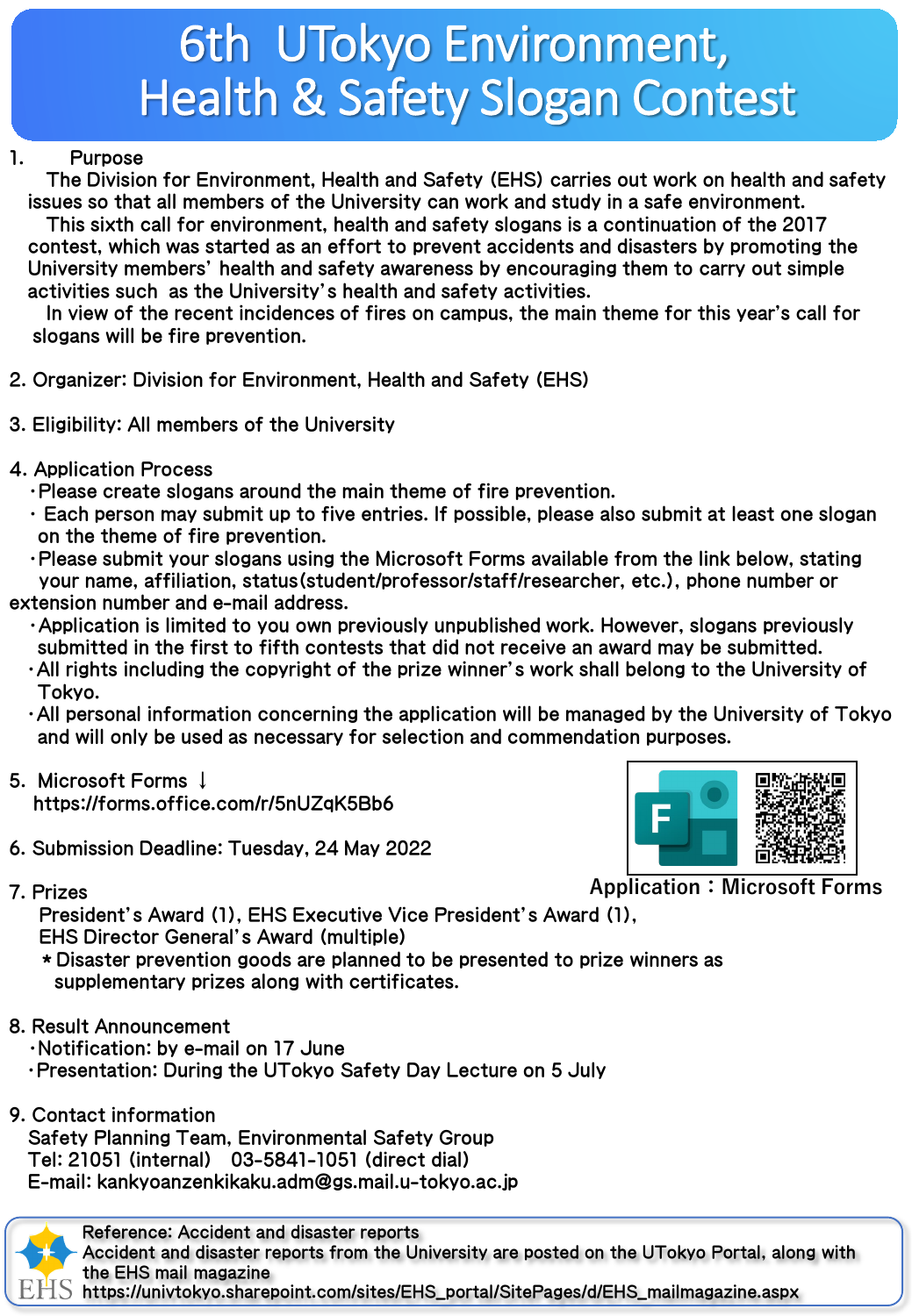# 6th UTokyo Environment, Health & Safety Slogan Contest

1. Purpose

The Division for Environment, Health and Safety (EHS) carries out work on health and safety issues so that all members of the University can work and study in a safe environment.

This sixth call for environment, health and safety slogans is a continuation of the 2017 contest, which was started as an effort to prevent accidents and disasters by promoting the University members' health and safety awareness by encouraging them to carry out simple activities such as the University's health and safety activities.

In view of the recent incidences of fires on campus, the main theme for this year's call for slogans will be fire prevention.

2. Organizer: Division for Environment, Health and Safety (EHS)

3. Eligibility: All members of the University

4. Application Process
   - Please create slogans around the main theme of fire prevention.
   - Each person may submit up to five entries. If possible, please also submit at least one slogan on the theme of fire prevention.
   - Please submit your slogans using the Microsoft Forms available from the link below, stating your name, affiliation, status(student/professor/staff/researcher, etc.), phone number or extension number and e-mail address.
   - Application is limited to you own previously unpublished work. However, slogans previously submitted in the first to fifth contests that did not receive an award may be submitted.
   - All rights including the copyright of the prize winner's work shall belong to the University of Tokyo.
   - All personal information concerning the application will be managed by the University of Tokyo and will only be used as necessary for selection and commendation purposes.

5. Microsoft Forms ↓
   https://forms.office.com/r/5nUZqK5Bb6

Application：Microsoft Forms

6. Submission Deadline: Tuesday, 24 May 2022

7. Prizes
   President's Award (1), EHS Executive Vice President's Award (1),
   EHS Director General's Award (multiple)
   * Disaster prevention goods are planned to be presented to prize winners as supplementary prizes along with certificates.

8. Result Announcement
   - Notification: by e-mail on 17 June
   - Presentation: During the UTokyo Safety Day Lecture on 5 July

9. Contact information
   Safety Planning Team, Environmental Safety Group
   Tel: 21051 (internal) 03-5841-1051 (direct dial)
   E-mail: kankyoanzenkikaku.adm@gs.mail.u-tokyo.ac.jp

EHS

Reference: Accident and disaster reports
Accident and disaster reports from the University are posted on the UTokyo Portal, along with the EHS mail magazine
https://univtokyo.sharepoint.com/sites/EHS_portal/SitePages/d/EHS_mailmagazine.aspx